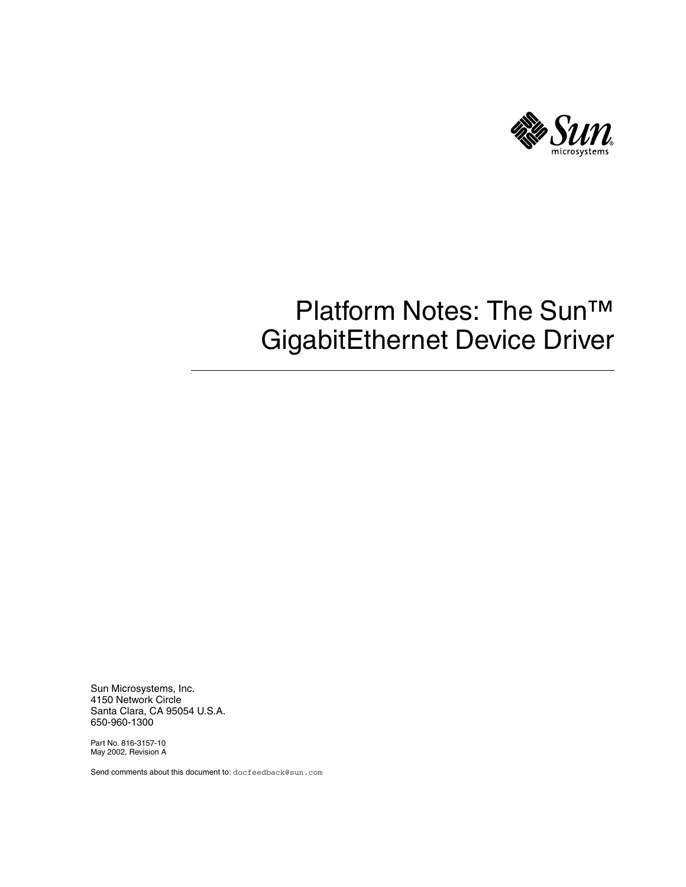# Platform Notes: The Sun™ GigabitEthernet Device Driver

Sun Microsystems, Inc.
4150 Network Circle
Santa Clara, CA 95054 U.S.A.
650-960-1300

Part No. 816-3157-10
May 2002, Revision A

Send comments about this document to: docfeedback@sun.com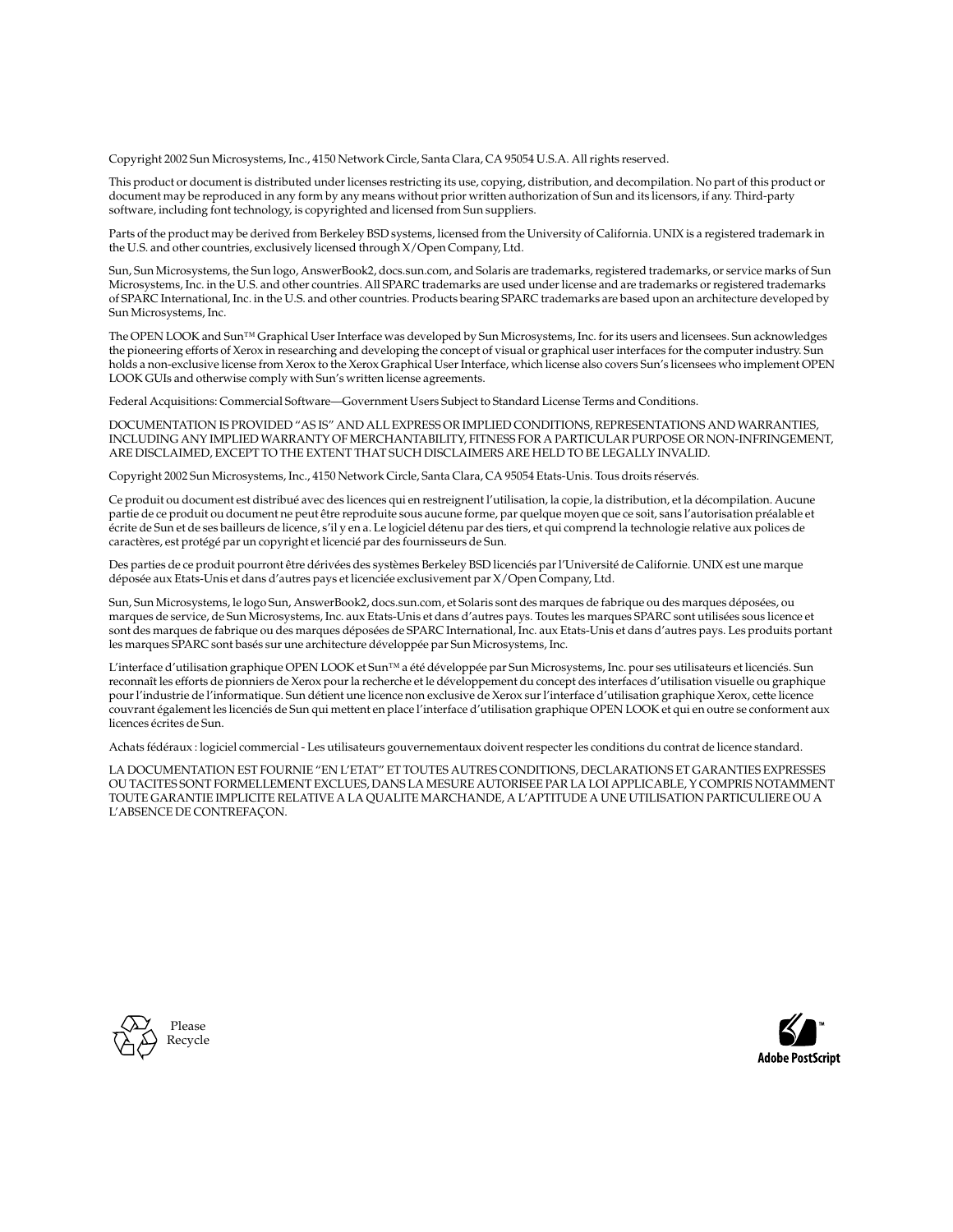Copyright 2002 Sun Microsystems, Inc., 4150 Network Circle, Santa Clara, CA 95054 U.S.A. All rights reserved.

This product or document is distributed under licenses restricting its use, copying, distribution, and decompilation. No part of this product or document may be reproduced in any form by any means without prior written authorization of Sun and its licensors, if any. Third-party software, including font technology, is copyrighted and licensed from Sun suppliers.

Parts of the product may be derived from Berkeley BSD systems, licensed from the University of California. UNIX is a registered trademark in the U.S. and other countries, exclusively licensed through X/Open Company, Ltd.

Sun, Sun Microsystems, the Sun logo, AnswerBook2, docs.sun.com, and Solaris are trademarks, registered trademarks, or service marks of Sun Microsystems, Inc. in the U.S. and other countries. All SPARC trademarks are used under license and are trademarks or registered trademarks of SPARC International, Inc. in the U.S. and other countries. Products bearing SPARC trademarks are based upon an architecture developed by Sun Microsystems, Inc.

The OPEN LOOK and Sun™ Graphical User Interface was developed by Sun Microsystems, Inc. for its users and licensees. Sun acknowledges the pioneering efforts of Xerox in researching and developing the concept of visual or graphical user interfaces for the computer industry. Sun holds a non-exclusive license from Xerox to the Xerox Graphical User Interface, which license also covers Sun's licensees who implement OPEN LOOK GUIs and otherwise comply with Sun's written license agreements.

Federal Acquisitions: Commercial Software—Government Users Subject to Standard License Terms and Conditions.

DOCUMENTATION IS PROVIDED "AS IS" AND ALL EXPRESS OR IMPLIED CONDITIONS, REPRESENTATIONS AND WARRANTIES, INCLUDING ANY IMPLIED WARRANTY OF MERCHANTABILITY, FITNESS FOR A PARTICULAR PURPOSE OR NON-INFRINGEMENT, ARE DISCLAIMED, EXCEPT TO THE EXTENT THAT SUCH DISCLAIMERS ARE HELD TO BE LEGALLY INVALID.

Copyright 2002 Sun Microsystems, Inc., 4150 Network Circle, Santa Clara, CA 95054 Etats-Unis. Tous droits réservés.

Ce produit ou document est distribué avec des licences qui en restreignent l'utilisation, la copie, la distribution, et la décompilation. Aucune partie de ce produit ou document ne peut être reproduite sous aucune forme, par quelque moyen que ce soit, sans l'autorisation préalable et écrite de Sun et de ses bailleurs de licence, s'il y en a. Le logiciel détenu par des tiers, et qui comprend la technologie relative aux polices de caractères, est protégé par un copyright et licencié par des fournisseurs de Sun.

Des parties de ce produit pourront être dérivées des systèmes Berkeley BSD licenciés par l'Université de Californie. UNIX est une marque déposée aux Etats-Unis et dans d'autres pays et licenciée exclusivement par X/Open Company, Ltd.

Sun, Sun Microsystems, le logo Sun, AnswerBook2, docs.sun.com, et Solaris sont des marques de fabrique ou des marques déposées, ou marques de service, de Sun Microsystems, Inc. aux Etats-Unis et dans d'autres pays. Toutes les marques SPARC sont utilisées sous licence et sont des marques de fabrique ou des marques déposées de SPARC International, Inc. aux Etats-Unis et dans d'autres pays. Les produits portant les marques SPARC sont basés sur une architecture développée par Sun Microsystems, Inc.

L'interface d'utilisation graphique OPEN LOOK et Sun™ a été développée par Sun Microsystems, Inc. pour ses utilisateurs et licenciés. Sun reconnaît les efforts de pionniers de Xerox pour la recherche et le développement du concept des interfaces d'utilisation visuelle ou graphique pour l'industrie de l'informatique. Sun détient une licence non exclusive de Xerox sur l'interface d'utilisation graphique Xerox, cette licence couvrant également les licenciés de Sun qui mettent en place l'interface d'utilisation graphique OPEN LOOK et qui en outre se conforment aux licences écrites de Sun.

Achats fédéraux : logiciel commercial - Les utilisateurs gouvernementaux doivent respecter les conditions du contrat de licence standard.

LA DOCUMENTATION EST FOURNIE "EN L'ETAT" ET TOUTES AUTRES CONDITIONS, DECLARATIONS ET GARANTIES EXPRESSES OU TACITES SONT FORMELLEMENT EXCLUES, DANS LA MESURE AUTORISEE PAR LA LOI APPLICABLE, Y COMPRIS NOTAMMENT TOUTE GARANTIE IMPLICITE RELATIVE A LA QUALITE MARCHANDE, A L'APTITUDE A UNE UTILISATION PARTICULIERE OU A L'ABSENCE DE CONTREFAÇON.

Please Recycle

Adobe PostScript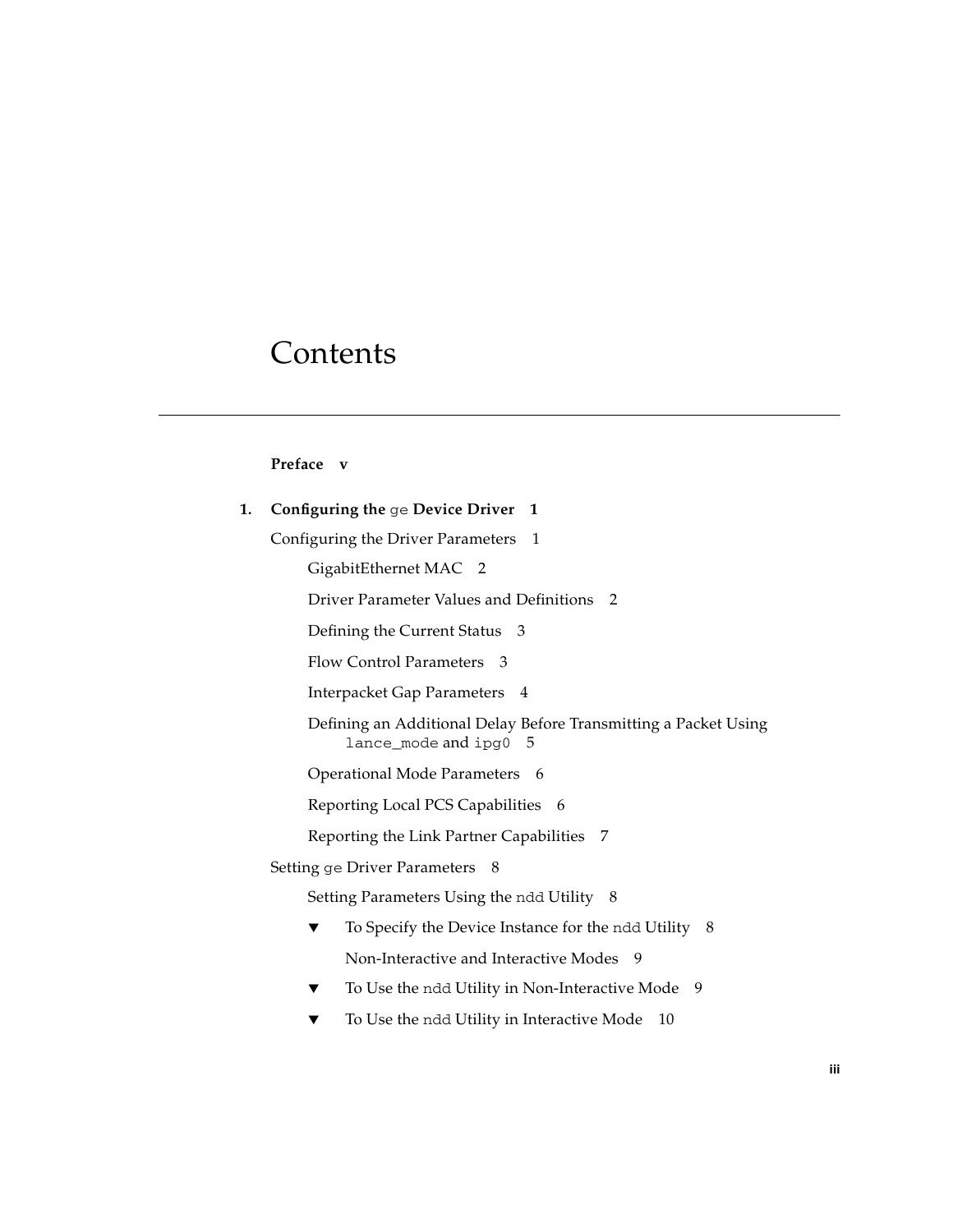# Contents

**Preface v**

**1. Configuring the `ge` Device Driver 1**

Configuring the Driver Parameters 1

- GigabitEthernet MAC 2
- Driver Parameter Values and Definitions 2
- Defining the Current Status 3
- Flow Control Parameters 3
- Interpacket Gap Parameters 4
- Defining an Additional Delay Before Transmitting a Packet Using `lance_mode` and `ipg0` 5
- Operational Mode Parameters 6
- Reporting Local PCS Capabilities 6
- Reporting the Link Partner Capabilities 7

Setting `ge` Driver Parameters 8

- Setting Parameters Using the `ndd` Utility 8
  - ▼ To Specify the Device Instance for the `ndd` Utility 8
  - Non-Interactive and Interactive Modes 9
  - ▼ To Use the `ndd` Utility in Non-Interactive Mode 9
  - ▼ To Use the `ndd` Utility in Interactive Mode 10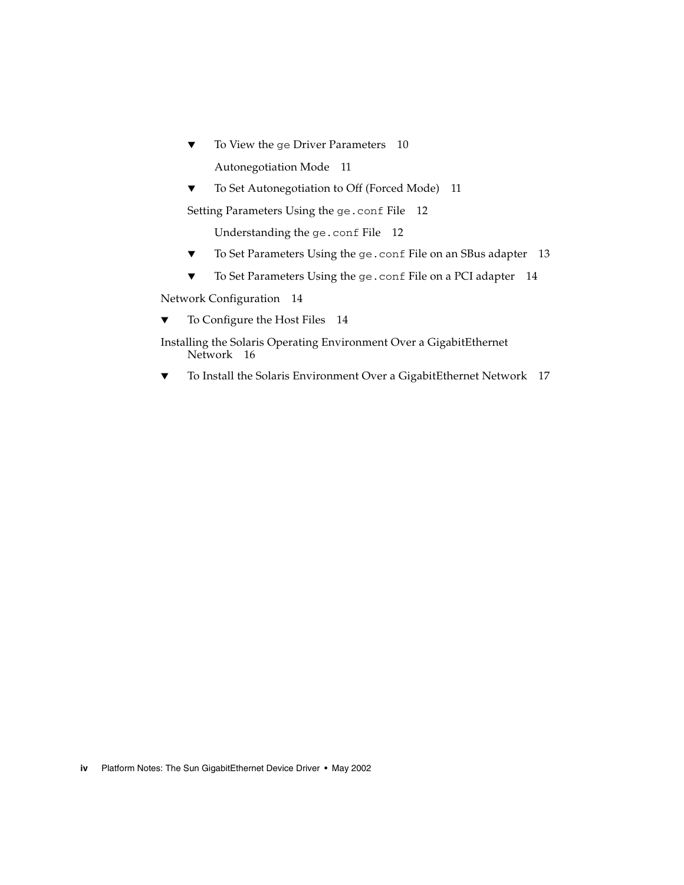- ▼ To View the `ge` Driver Parameters 10

  Autonegotiation Mode 11

- ▼ To Set Autonegotiation to Off (Forced Mode) 11

Setting Parameters Using the `ge.conf` File 12

  Understanding the `ge.conf` File 12

- ▼ To Set Parameters Using the `ge.conf` File on an SBus adapter 13
- ▼ To Set Parameters Using the `ge.conf` File on a PCI adapter 14

Network Configuration 14

- ▼ To Configure the Host Files 14

Installing the Solaris Operating Environment Over a GigabitEthernet Network 16

- ▼ To Install the Solaris Environment Over a GigabitEthernet Network 17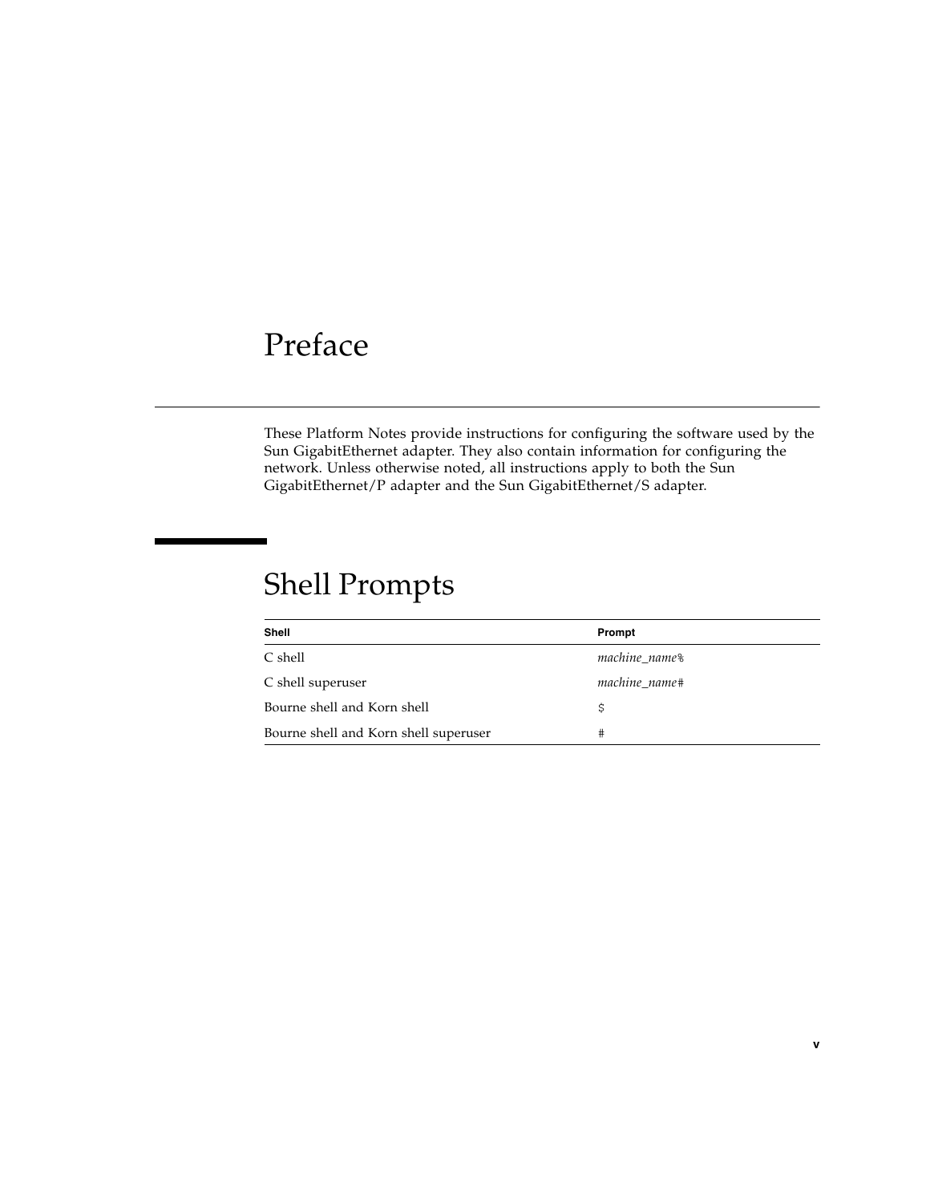# Preface

These Platform Notes provide instructions for configuring the software used by the Sun GigabitEthernet adapter. They also contain information for configuring the network. Unless otherwise noted, all instructions apply to both the Sun GigabitEthernet/P adapter and the Sun GigabitEthernet/S adapter.

## Shell Prompts

| Shell | Prompt |
|---|---|
| C shell | *machine_name*% |
| C shell superuser | *machine_name*# |
| Bourne shell and Korn shell | $ |
| Bourne shell and Korn shell superuser | # |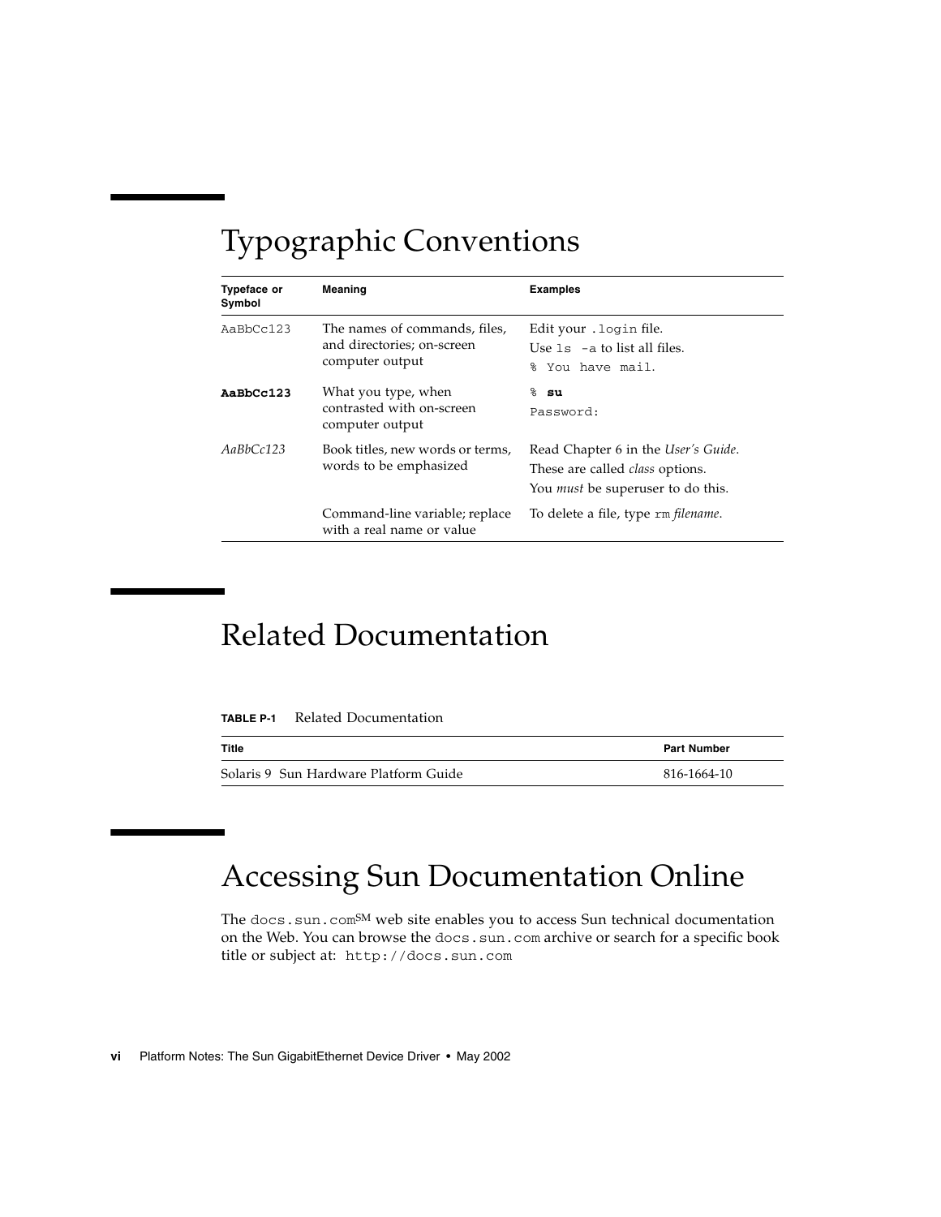# Typographic Conventions

| Typeface or Symbol | Meaning | Examples |
|---|---|---|
| `AaBbCc123` | The names of commands, files, and directories; on-screen computer output | Edit your `.login` file.<br>Use `ls -a` to list all files.<br>`% You have mail.` |
| **`AaBbCc123`** | What you type, when contrasted with on-screen computer output | `%` **`su`**<br>`Password:` |
| *AaBbCc123* | Book titles, new words or terms, words to be emphasized | Read Chapter 6 in the *User's Guide*.<br>These are called *class* options.<br>You *must* be superuser to do this. |
| | Command-line variable; replace with a real name or value | To delete a file, type `rm` *filename*. |

# Related Documentation

**TABLE P-1** Related Documentation

| Title | Part Number |
|---|---|
| Solaris 9 Sun Hardware Platform Guide | 816-1664-10 |

# Accessing Sun Documentation Online

The `docs.sun.com`SM web site enables you to access Sun technical documentation on the Web. You can browse the `docs.sun.com` archive or search for a specific book title or subject at: `http://docs.sun.com`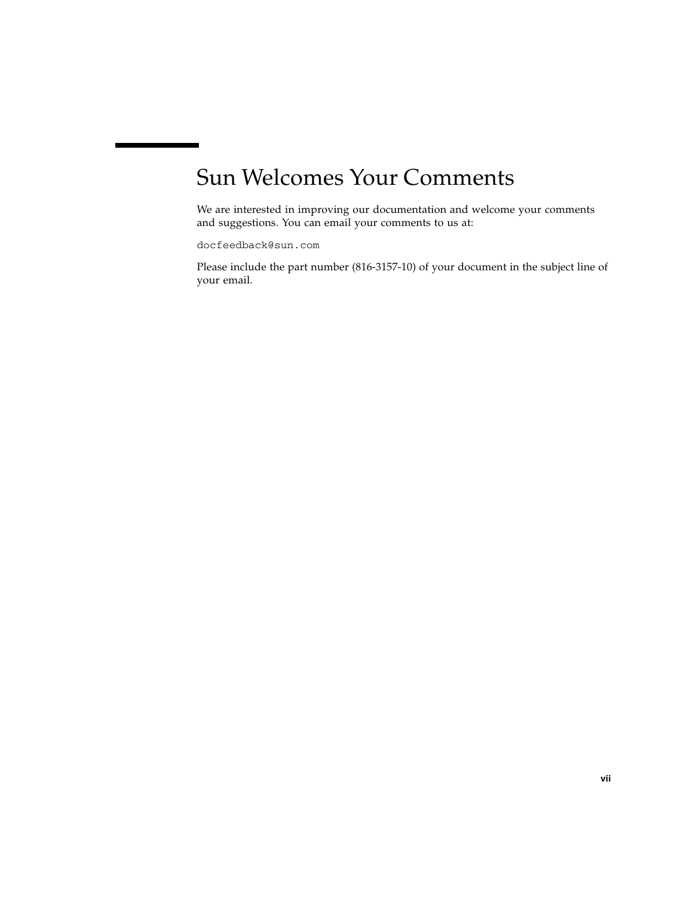# Sun Welcomes Your Comments

We are interested in improving our documentation and welcome your comments and suggestions. You can email your comments to us at:

`docfeedback@sun.com`

Please include the part number (816-3157-10) of your document in the subject line of your email.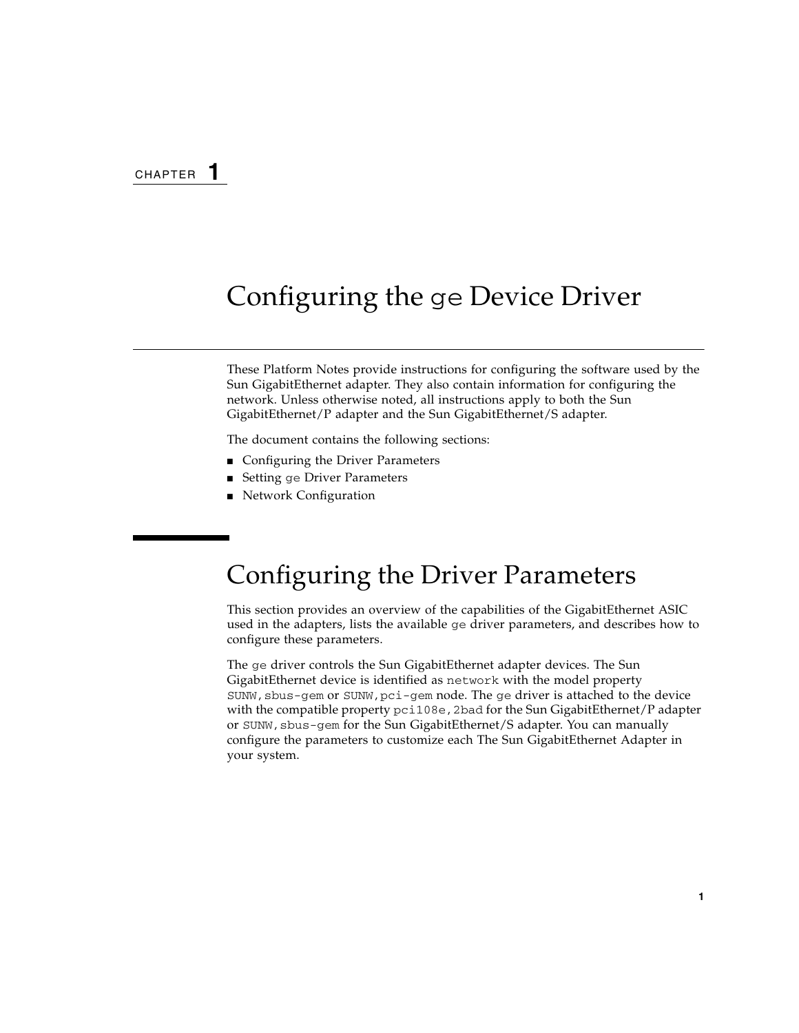CHAPTER 1

# Configuring the `ge` Device Driver

These Platform Notes provide instructions for configuring the software used by the Sun GigabitEthernet adapter. They also contain information for configuring the network. Unless otherwise noted, all instructions apply to both the Sun GigabitEthernet/P adapter and the Sun GigabitEthernet/S adapter.

The document contains the following sections:

- Configuring the Driver Parameters
- Setting `ge` Driver Parameters
- Network Configuration

## Configuring the Driver Parameters

This section provides an overview of the capabilities of the GigabitEthernet ASIC used in the adapters, lists the available `ge` driver parameters, and describes how to configure these parameters.

The `ge` driver controls the Sun GigabitEthernet adapter devices. The Sun GigabitEthernet device is identified as `network` with the model property `SUNW,sbus-gem` or `SUNW,pci-gem` node. The `ge` driver is attached to the device with the compatible property `pci108e,2bad` for the Sun GigabitEthernet/P adapter or `SUNW,sbus-gem` for the Sun GigabitEthernet/S adapter. You can manually configure the parameters to customize each The Sun GigabitEthernet Adapter in your system.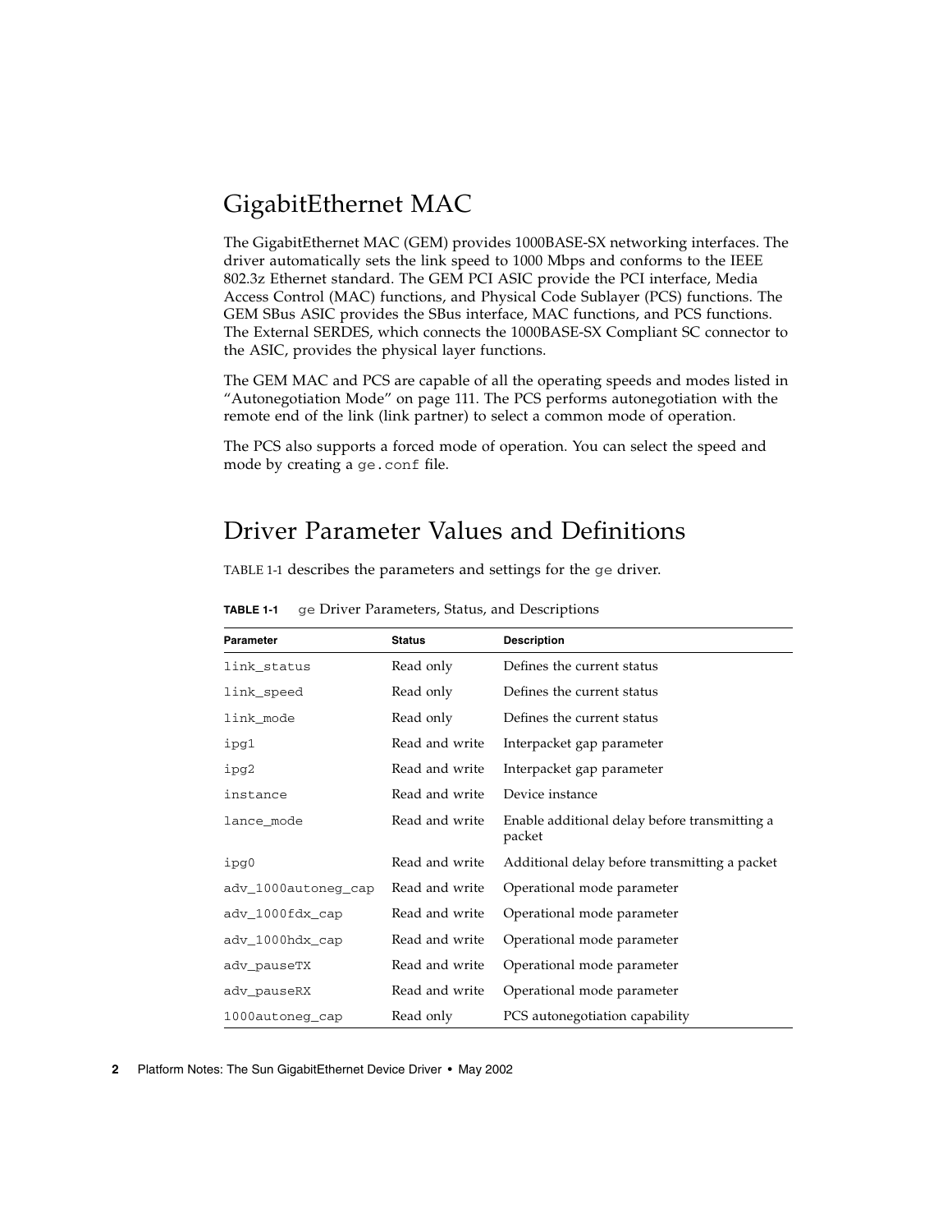## GigabitEthernet MAC

The GigabitEthernet MAC (GEM) provides 1000BASE-SX networking interfaces. The driver automatically sets the link speed to 1000 Mbps and conforms to the IEEE 802.3z Ethernet standard. The GEM PCI ASIC provide the PCI interface, Media Access Control (MAC) functions, and Physical Code Sublayer (PCS) functions. The GEM SBus ASIC provides the SBus interface, MAC functions, and PCS functions. The External SERDES, which connects the 1000BASE-SX Compliant SC connector to the ASIC, provides the physical layer functions.

The GEM MAC and PCS are capable of all the operating speeds and modes listed in "Autonegotiation Mode" on page 111. The PCS performs autonegotiation with the remote end of the link (link partner) to select a common mode of operation.

The PCS also supports a forced mode of operation. You can select the speed and mode by creating a `ge.conf` file.

## Driver Parameter Values and Definitions

TABLE 1-1 describes the parameters and settings for the `ge` driver.

**TABLE 1-1** `ge` Driver Parameters, Status, and Descriptions

| Parameter | Status | Description |
|---|---|---|
| `link_status` | Read only | Defines the current status |
| `link_speed` | Read only | Defines the current status |
| `link_mode` | Read only | Defines the current status |
| `ipg1` | Read and write | Interpacket gap parameter |
| `ipg2` | Read and write | Interpacket gap parameter |
| `instance` | Read and write | Device instance |
| `lance_mode` | Read and write | Enable additional delay before transmitting a packet |
| `ipg0` | Read and write | Additional delay before transmitting a packet |
| `adv_1000autoneg_cap` | Read and write | Operational mode parameter |
| `adv_1000fdx_cap` | Read and write | Operational mode parameter |
| `adv_1000hdx_cap` | Read and write | Operational mode parameter |
| `adv_pauseTX` | Read and write | Operational mode parameter |
| `adv_pauseRX` | Read and write | Operational mode parameter |
| `1000autoneg_cap` | Read only | PCS autonegotiation capability |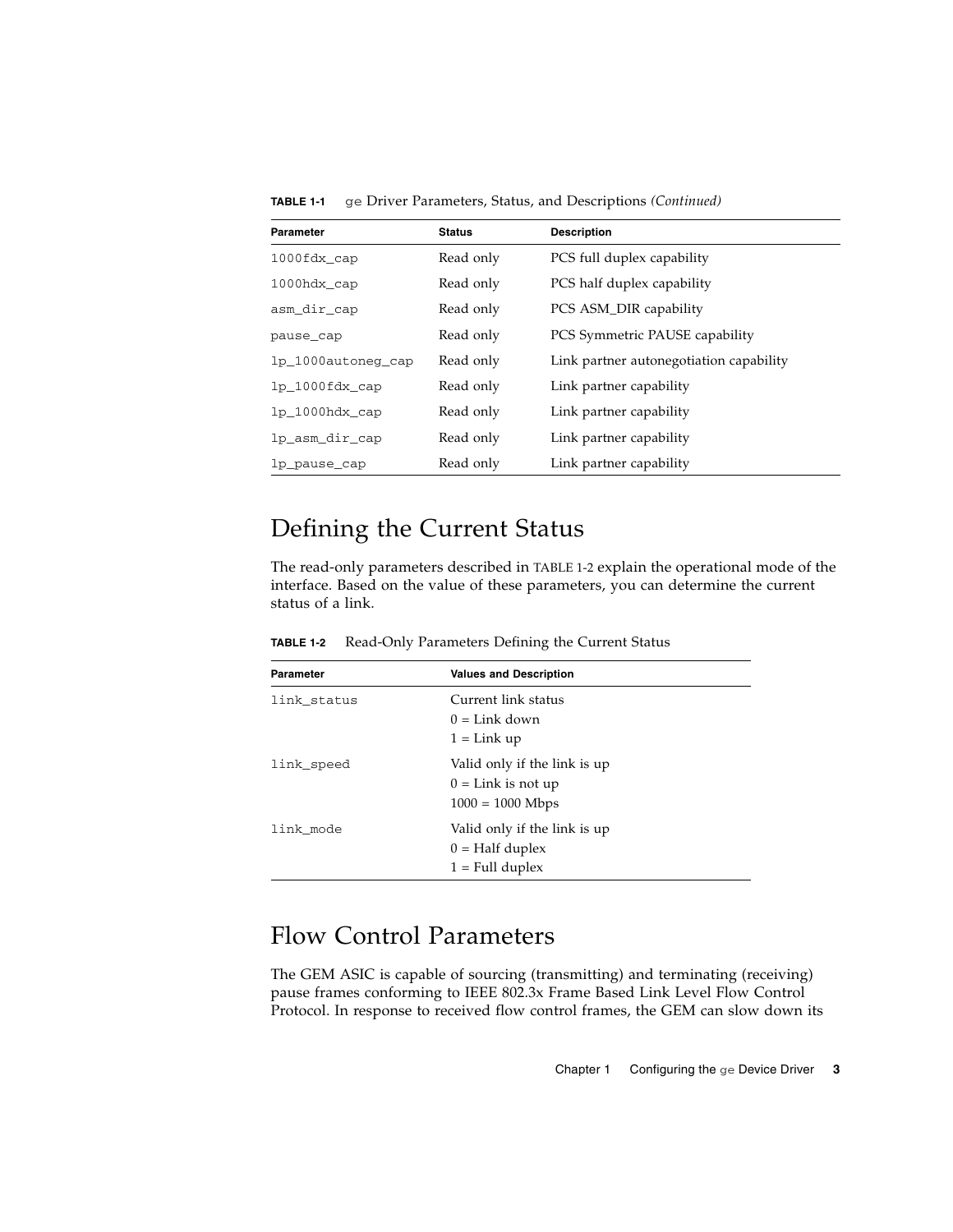**TABLE 1-1** `ge` Driver Parameters, Status, and Descriptions *(Continued)*

| Parameter | Status | Description |
|---|---|---|
| `1000fdx_cap` | Read only | PCS full duplex capability |
| `1000hdx_cap` | Read only | PCS half duplex capability |
| `asm_dir_cap` | Read only | PCS ASM_DIR capability |
| `pause_cap` | Read only | PCS Symmetric PAUSE capability |
| `lp_1000autoneg_cap` | Read only | Link partner autonegotiation capability |
| `lp_1000fdx_cap` | Read only | Link partner capability |
| `lp_1000hdx_cap` | Read only | Link partner capability |
| `lp_asm_dir_cap` | Read only | Link partner capability |
| `lp_pause_cap` | Read only | Link partner capability |

## Defining the Current Status

The read-only parameters described in TABLE 1-2 explain the operational mode of the interface. Based on the value of these parameters, you can determine the current status of a link.

**TABLE 1-2** Read-Only Parameters Defining the Current Status

| Parameter | Values and Description |
|---|---|
| `link_status` | Current link status<br>0 = Link down<br>1 = Link up |
| `link_speed` | Valid only if the link is up<br>0 = Link is not up<br>1000 = 1000 Mbps |
| `link_mode` | Valid only if the link is up<br>0 = Half duplex<br>1 = Full duplex |

## Flow Control Parameters

The GEM ASIC is capable of sourcing (transmitting) and terminating (receiving) pause frames conforming to IEEE 802.3x Frame Based Link Level Flow Control Protocol. In response to received flow control frames, the GEM can slow down its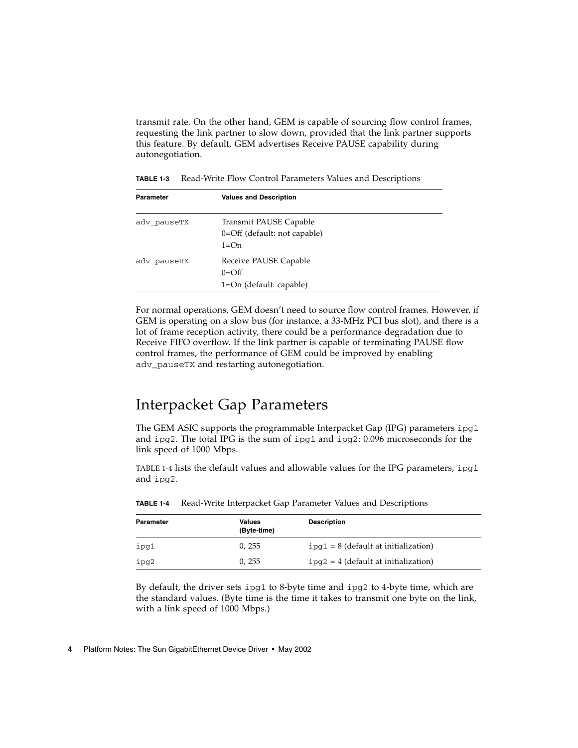transmit rate. On the other hand, GEM is capable of sourcing flow control frames, requesting the link partner to slow down, provided that the link partner supports this feature. By default, GEM advertises Receive PAUSE capability during autonegotiation.

**TABLE 1-3** Read-Write Flow Control Parameters Values and Descriptions

| Parameter | Values and Description |
|---|---|
| adv_pauseTX | Transmit PAUSE Capable<br>0=Off (default: not capable)<br>1=On |
| adv_pauseRX | Receive PAUSE Capable<br>0=Off<br>1=On (default: capable) |

For normal operations, GEM doesn't need to source flow control frames. However, if GEM is operating on a slow bus (for instance, a 33-MHz PCI bus slot), and there is a lot of frame reception activity, there could be a performance degradation due to Receive FIFO overflow. If the link partner is capable of terminating PAUSE flow control frames, the performance of GEM could be improved by enabling `adv_pauseTX` and restarting autonegotiation.

## Interpacket Gap Parameters

The GEM ASIC supports the programmable Interpacket Gap (IPG) parameters `ipg1` and `ipg2`. The total IPG is the sum of `ipg1` and `ipg2`: 0.096 microseconds for the link speed of 1000 Mbps.

TABLE 1-4 lists the default values and allowable values for the IPG parameters, `ipg1` and `ipg2`.

**TABLE 1-4** Read-Write Interpacket Gap Parameter Values and Descriptions

| Parameter | Values (Byte-time) | Description |
|---|---|---|
| ipg1 | 0, 255 | ipg1 = 8 (default at initialization) |
| ipg2 | 0, 255 | ipg2 = 4 (default at initialization) |

By default, the driver sets `ipg1` to 8-byte time and `ipg2` to 4-byte time, which are the standard values. (Byte time is the time it takes to transmit one byte on the link, with a link speed of 1000 Mbps.)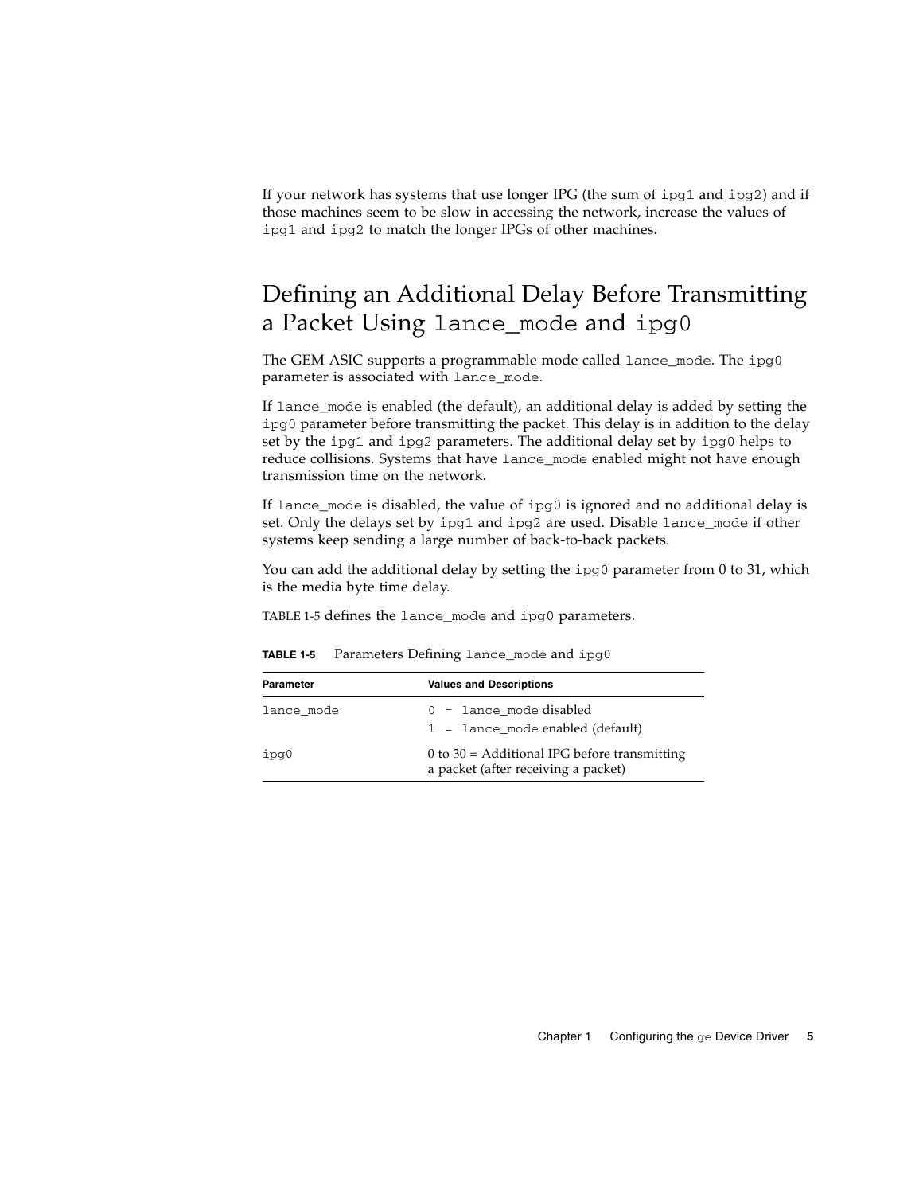If your network has systems that use longer IPG (the sum of `ipg1` and `ipg2`) and if those machines seem to be slow in accessing the network, increase the values of `ipg1` and `ipg2` to match the longer IPGs of other machines.

## Defining an Additional Delay Before Transmitting a Packet Using `lance_mode` and `ipg0`

The GEM ASIC supports a programmable mode called `lance_mode`. The `ipg0` parameter is associated with `lance_mode`.

If `lance_mode` is enabled (the default), an additional delay is added by setting the `ipg0` parameter before transmitting the packet. This delay is in addition to the delay set by the `ipg1` and `ipg2` parameters. The additional delay set by `ipg0` helps to reduce collisions. Systems that have `lance_mode` enabled might not have enough transmission time on the network.

If `lance_mode` is disabled, the value of `ipg0` is ignored and no additional delay is set. Only the delays set by `ipg1` and `ipg2` are used. Disable `lance_mode` if other systems keep sending a large number of back-to-back packets.

You can add the additional delay by setting the `ipg0` parameter from 0 to 31, which is the media byte time delay.

TABLE 1-5 defines the `lance_mode` and `ipg0` parameters.

**TABLE 1-5** Parameters Defining `lance_mode` and `ipg0`

| Parameter | Values and Descriptions |
|---|---|
| `lance_mode` | `0 = lance_mode` disabled<br>`1 = lance_mode` enabled (default) |
| `ipg0` | 0 to 30 = Additional IPG before transmitting a packet (after receiving a packet) |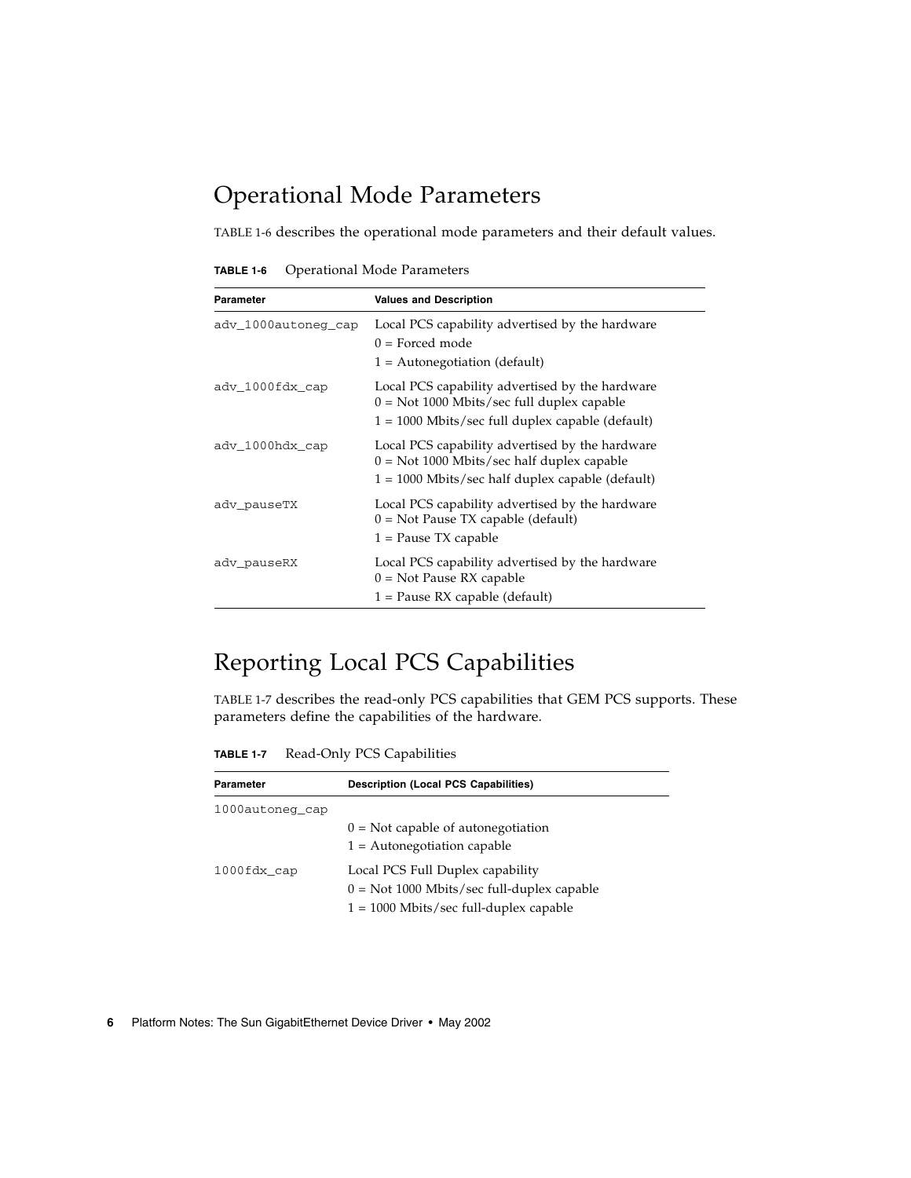## Operational Mode Parameters

TABLE 1-6 describes the operational mode parameters and their default values.

**TABLE 1-6** Operational Mode Parameters

| Parameter | Values and Description |
|---|---|
| adv_1000autoneg_cap | Local PCS capability advertised by the hardware<br>0 = Forced mode<br>1 = Autonegotiation (default) |
| adv_1000fdx_cap | Local PCS capability advertised by the hardware<br>0 = Not 1000 Mbits/sec full duplex capable<br>1 = 1000 Mbits/sec full duplex capable (default) |
| adv_1000hdx_cap | Local PCS capability advertised by the hardware<br>0 = Not 1000 Mbits/sec half duplex capable<br>1 = 1000 Mbits/sec half duplex capable (default) |
| adv_pauseTX | Local PCS capability advertised by the hardware<br>0 = Not Pause TX capable (default)<br>1 = Pause TX capable |
| adv_pauseRX | Local PCS capability advertised by the hardware<br>0 = Not Pause RX capable<br>1 = Pause RX capable (default) |

## Reporting Local PCS Capabilities

TABLE 1-7 describes the read-only PCS capabilities that GEM PCS supports. These parameters define the capabilities of the hardware.

**TABLE 1-7** Read-Only PCS Capabilities

| Parameter | Description (Local PCS Capabilities) |
|---|---|
| 1000autoneg_cap | 0 = Not capable of autonegotiation<br>1 = Autonegotiation capable |
| 1000fdx_cap | Local PCS Full Duplex capability<br>0 = Not 1000 Mbits/sec full-duplex capable<br>1 = 1000 Mbits/sec full-duplex capable |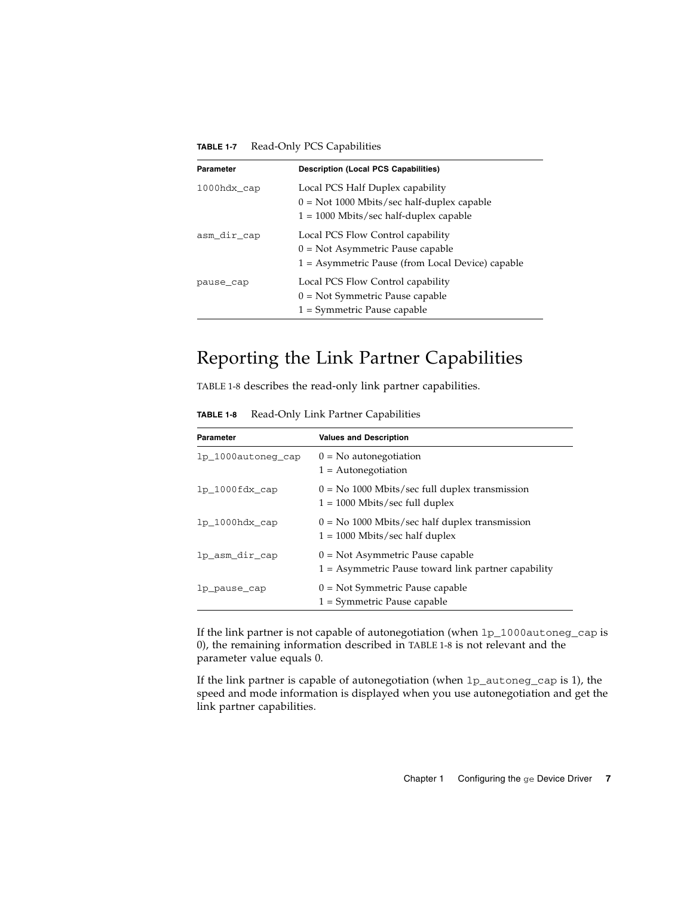**TABLE 1-7** Read-Only PCS Capabilities

| Parameter | Description (Local PCS Capabilities) |
| --- | --- |
| 1000hdx_cap | Local PCS Half Duplex capability<br>0 = Not 1000 Mbits/sec half-duplex capable<br>1 = 1000 Mbits/sec half-duplex capable |
| asm_dir_cap | Local PCS Flow Control capability<br>0 = Not Asymmetric Pause capable<br>1 = Asymmetric Pause (from Local Device) capable |
| pause_cap | Local PCS Flow Control capability<br>0 = Not Symmetric Pause capable<br>1 = Symmetric Pause capable |

## Reporting the Link Partner Capabilities

TABLE 1-8 describes the read-only link partner capabilities.

**TABLE 1-8** Read-Only Link Partner Capabilities

| Parameter | Values and Description |
| --- | --- |
| lp_1000autoneg_cap | 0 = No autonegotiation<br>1 = Autonegotiation |
| lp_1000fdx_cap | 0 = No 1000 Mbits/sec full duplex transmission<br>1 = 1000 Mbits/sec full duplex |
| lp_1000hdx_cap | 0 = No 1000 Mbits/sec half duplex transmission<br>1 = 1000 Mbits/sec half duplex |
| lp_asm_dir_cap | 0 = Not Asymmetric Pause capable<br>1 = Asymmetric Pause toward link partner capability |
| lp_pause_cap | 0 = Not Symmetric Pause capable<br>1 = Symmetric Pause capable |

If the link partner is not capable of autonegotiation (when `lp_1000autoneg_cap` is 0), the remaining information described in TABLE 1-8 is not relevant and the parameter value equals 0.

If the link partner is capable of autonegotiation (when `lp_autoneg_cap` is 1), the speed and mode information is displayed when you use autonegotiation and get the link partner capabilities.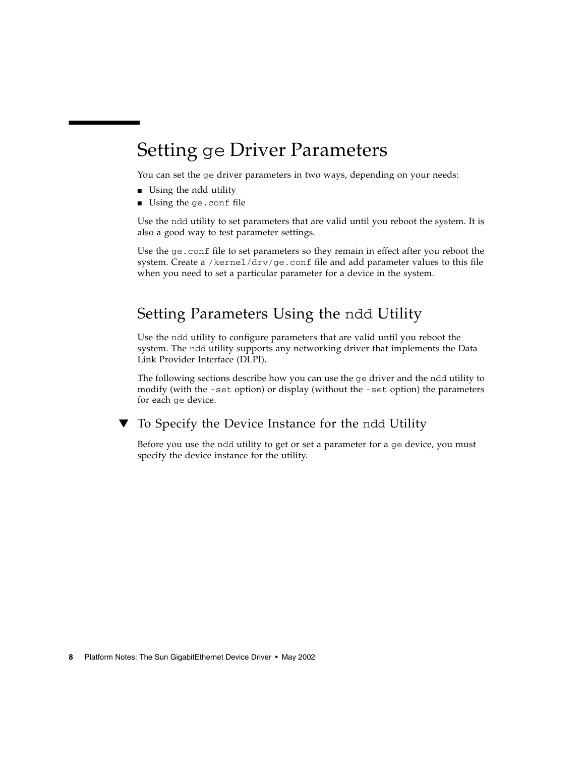# Setting `ge` Driver Parameters

You can set the `ge` driver parameters in two ways, depending on your needs:

- Using the ndd utility
- Using the `ge.conf` file

Use the `ndd` utility to set parameters that are valid until you reboot the system. It is also a good way to test parameter settings.

Use the `ge.conf` file to set parameters so they remain in effect after you reboot the system. Create a `/kernel/drv/ge.conf` file and add parameter values to this file when you need to set a particular parameter for a device in the system.

## Setting Parameters Using the `ndd` Utility

Use the `ndd` utility to configure parameters that are valid until you reboot the system. The `ndd` utility supports any networking driver that implements the Data Link Provider Interface (DLPI).

The following sections describe how you can use the `ge` driver and the `ndd` utility to modify (with the `-set` option) or display (without the `-set` option) the parameters for each `ge` device.

### ▼ To Specify the Device Instance for the `ndd` Utility

Before you use the `ndd` utility to get or set a parameter for a `ge` device, you must specify the device instance for the utility.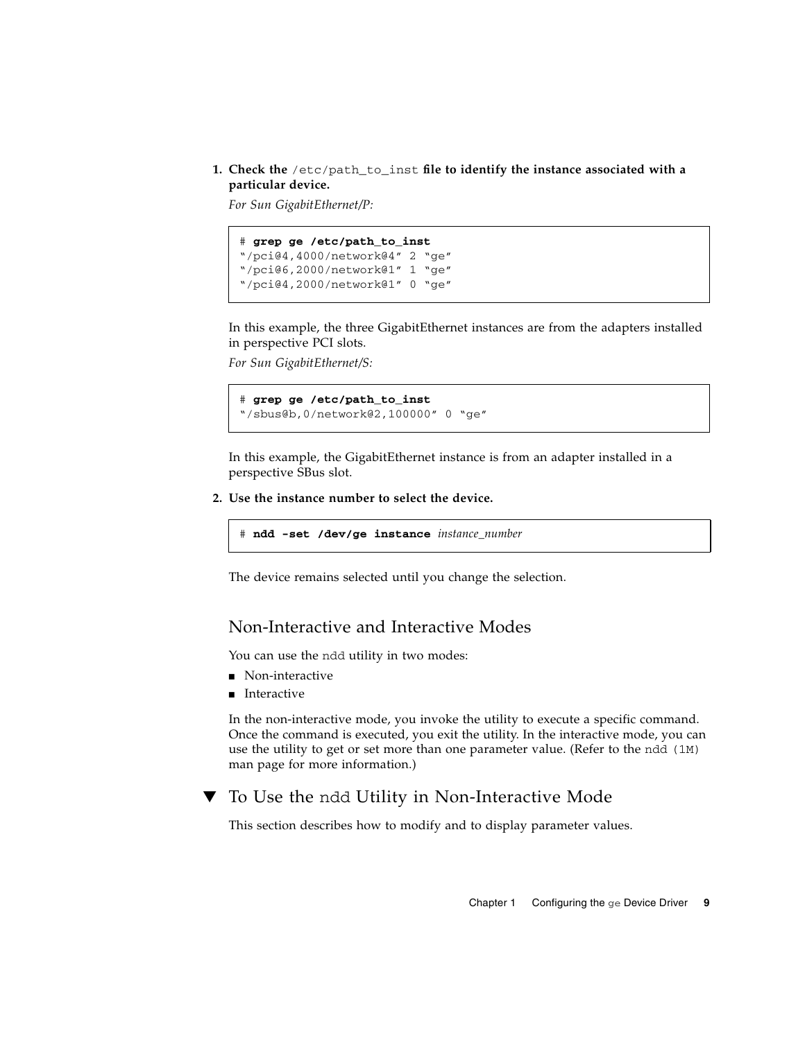1. **Check the `/etc/path_to_inst` file to identify the instance associated with a particular device.**

   *For Sun GigabitEthernet/P:*

```
# grep ge /etc/path_to_inst
"/pci@4,4000/network@4" 2 "ge"
"/pci@6,2000/network@1" 1 "ge"
"/pci@4,2000/network@1" 0 "ge"
```

   In this example, the three GigabitEthernet instances are from the adapters installed in perspective PCI slots.

   *For Sun GigabitEthernet/S:*

```
# grep ge /etc/path_to_inst
"/sbus@b,0/network@2,100000" 0 "ge"
```

   In this example, the GigabitEthernet instance is from an adapter installed in a perspective SBus slot.

2. **Use the instance number to select the device.**

```
# ndd -set /dev/ge instance instance_number
```

   The device remains selected until you change the selection.

## Non-Interactive and Interactive Modes

You can use the `ndd` utility in two modes:

- Non-interactive
- Interactive

In the non-interactive mode, you invoke the utility to execute a specific command. Once the command is executed, you exit the utility. In the interactive mode, you can use the utility to get or set more than one parameter value. (Refer to the `ndd (1M)` man page for more information.)

## ▼ To Use the `ndd` Utility in Non-Interactive Mode

This section describes how to modify and to display parameter values.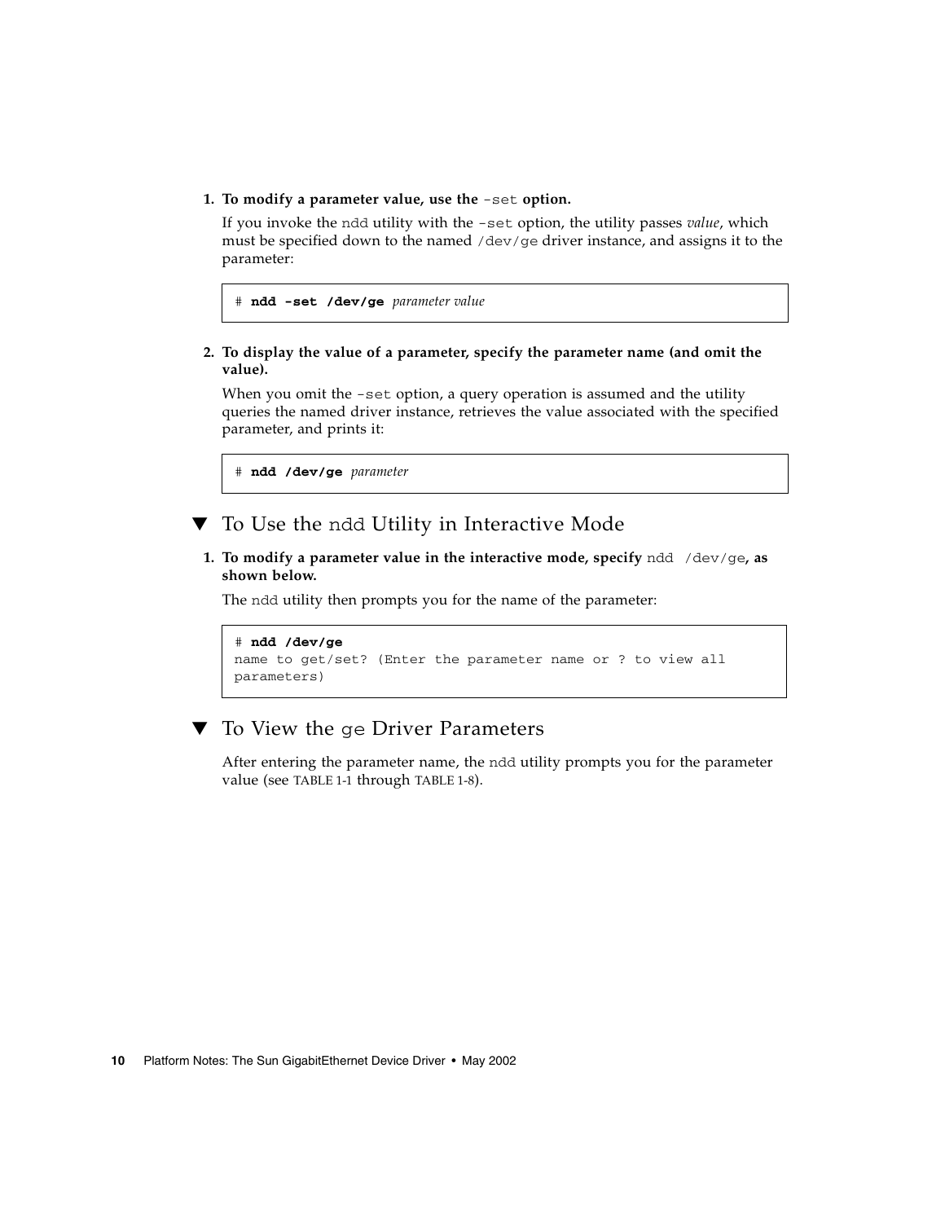1. **To modify a parameter value, use the `-set` option.**

   If you invoke the `ndd` utility with the `-set` option, the utility passes *value*, which must be specified down to the named `/dev/ge` driver instance, and assigns it to the parameter:

   ```
   # ndd -set /dev/ge parameter value
   ```

2. **To display the value of a parameter, specify the parameter name (and omit the value).**

   When you omit the `-set` option, a query operation is assumed and the utility queries the named driver instance, retrieves the value associated with the specified parameter, and prints it:

   ```
   # ndd /dev/ge parameter
   ```

## ▼ To Use the `ndd` Utility in Interactive Mode

1. **To modify a parameter value in the interactive mode, specify `ndd /dev/ge`, as shown below.**

   The `ndd` utility then prompts you for the name of the parameter:

   ```
   # ndd /dev/ge
   name to get/set? (Enter the parameter name or ? to view all
   parameters)
   ```

## ▼ To View the `ge` Driver Parameters

After entering the parameter name, the `ndd` utility prompts you for the parameter value (see TABLE 1-1 through TABLE 1-8).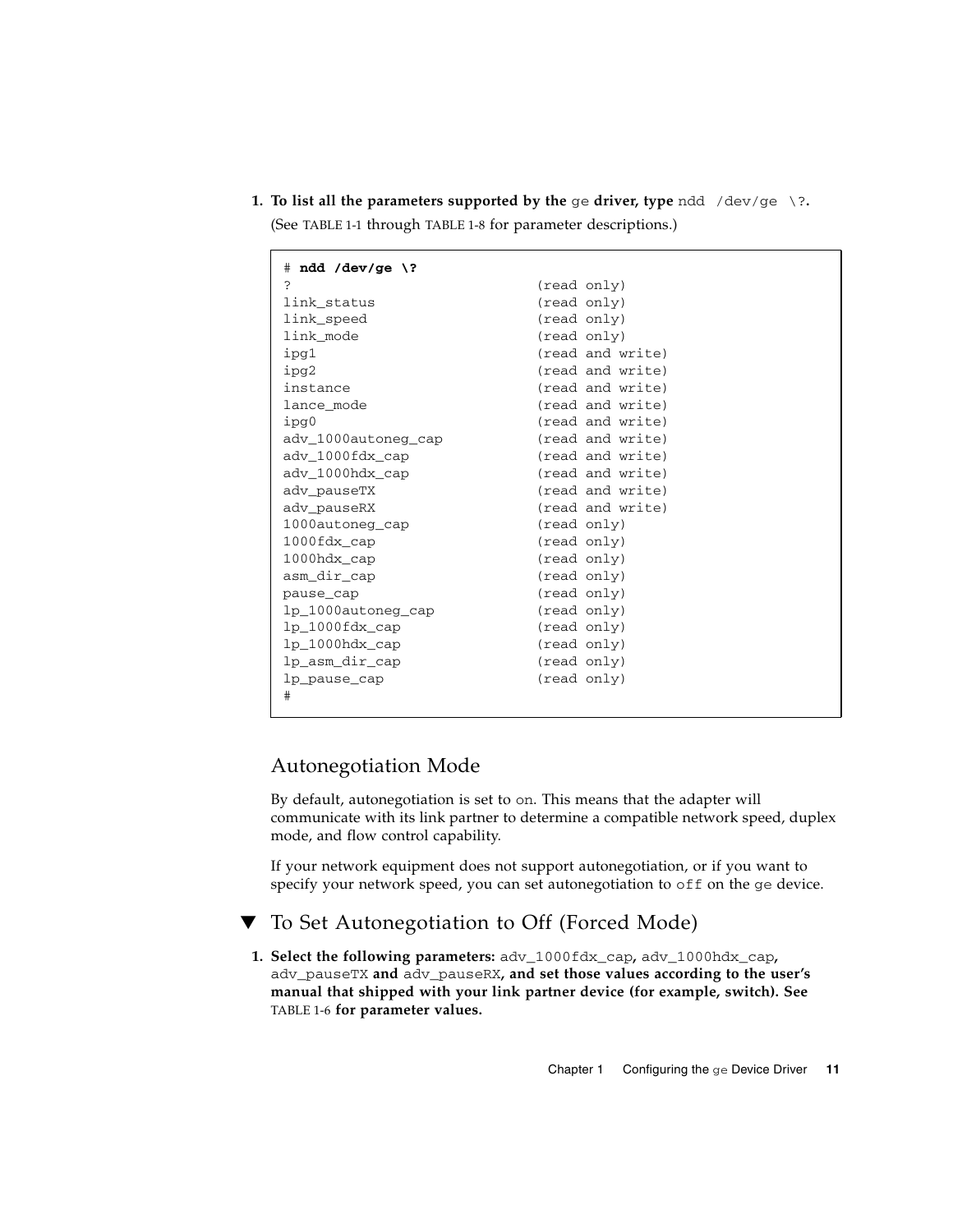1. **To list all the parameters supported by the** `ge` **driver, type** `ndd /dev/ge \?`**.**

   (See TABLE 1-1 through TABLE 1-8 for parameter descriptions.)

```
# ndd /dev/ge \?
?                              (read only)
link_status                    (read only)
link_speed                     (read only)
link_mode                      (read only)
ipg1                           (read and write)
ipg2                           (read and write)
instance                       (read and write)
lance_mode                     (read and write)
ipg0                           (read and write)
adv_1000autoneg_cap            (read and write)
adv_1000fdx_cap                (read and write)
adv_1000hdx_cap                (read and write)
adv_pauseTX                    (read and write)
adv_pauseRX                    (read and write)
1000autoneg_cap                (read only)
1000fdx_cap                    (read only)
1000hdx_cap                    (read only)
asm_dir_cap                    (read only)
pause_cap                      (read only)
lp_1000autoneg_cap             (read only)
lp_1000fdx_cap                 (read only)
lp_1000hdx_cap                 (read only)
lp_asm_dir_cap                 (read only)
lp_pause_cap                   (read only)
#
```

## Autonegotiation Mode

By default, autonegotiation is set to `on`. This means that the adapter will communicate with its link partner to determine a compatible network speed, duplex mode, and flow control capability.

If your network equipment does not support autonegotiation, or if you want to specify your network speed, you can set autonegotiation to `off` on the `ge` device.

## ▼ To Set Autonegotiation to Off (Forced Mode)

1. **Select the following parameters:** `adv_1000fdx_cap`**,** `adv_1000hdx_cap`**,** `adv_pauseTX` **and** `adv_pauseRX`**, and set those values according to the user's manual that shipped with your link partner device (for example, switch). See** TABLE 1-6 **for parameter values.**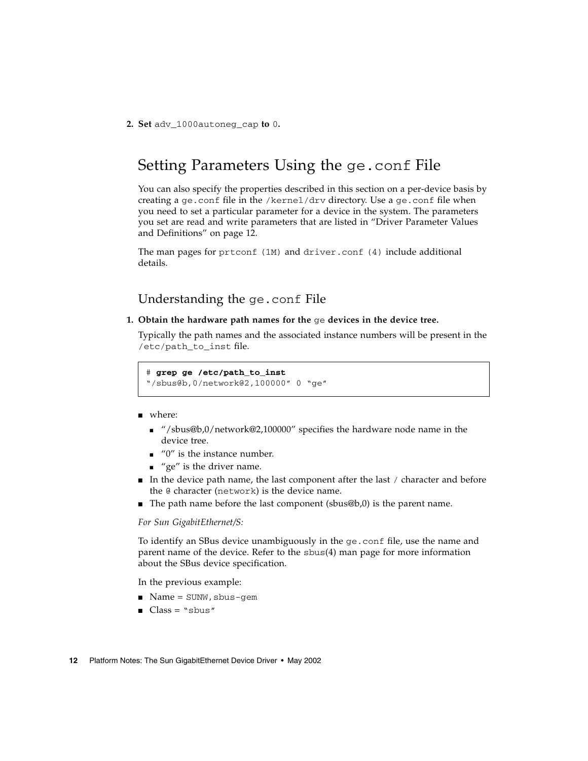2. **Set** `adv_1000autoneg_cap` **to** `0`**.**

## Setting Parameters Using the `ge.conf` File

You can also specify the properties described in this section on a per-device basis by creating a `ge.conf` file in the `/kernel/drv` directory. Use a `ge.conf` file when you need to set a particular parameter for a device in the system. The parameters you set are read and write parameters that are listed in "Driver Parameter Values and Definitions" on page 12.

The man pages for `prtconf (1M)` and `driver.conf (4)` include additional details.

### Understanding the `ge.conf` File

1. **Obtain the hardware path names for the** `ge` **devices in the device tree.**

   Typically the path names and the associated instance numbers will be present in the `/etc/path_to_inst` file.

```
# grep ge /etc/path_to_inst
"/sbus@b,0/network@2,100000" 0 "ge"
```

- where:
  - "/sbus@b,0/network@2,100000" specifies the hardware node name in the device tree.
  - "0" is the instance number.
  - "ge" is the driver name.
- In the device path name, the last component after the last `/` character and before the `@` character (`network`) is the device name.
- The path name before the last component (sbus@b,0) is the parent name.

*For Sun GigabitEthernet/S:*

To identify an SBus device unambiguously in the `ge.conf` file, use the name and parent name of the device. Refer to the `sbus`(4) man page for more information about the SBus device specification.

In the previous example:

- Name = `SUNW,sbus-gem`
- Class = `"sbus"`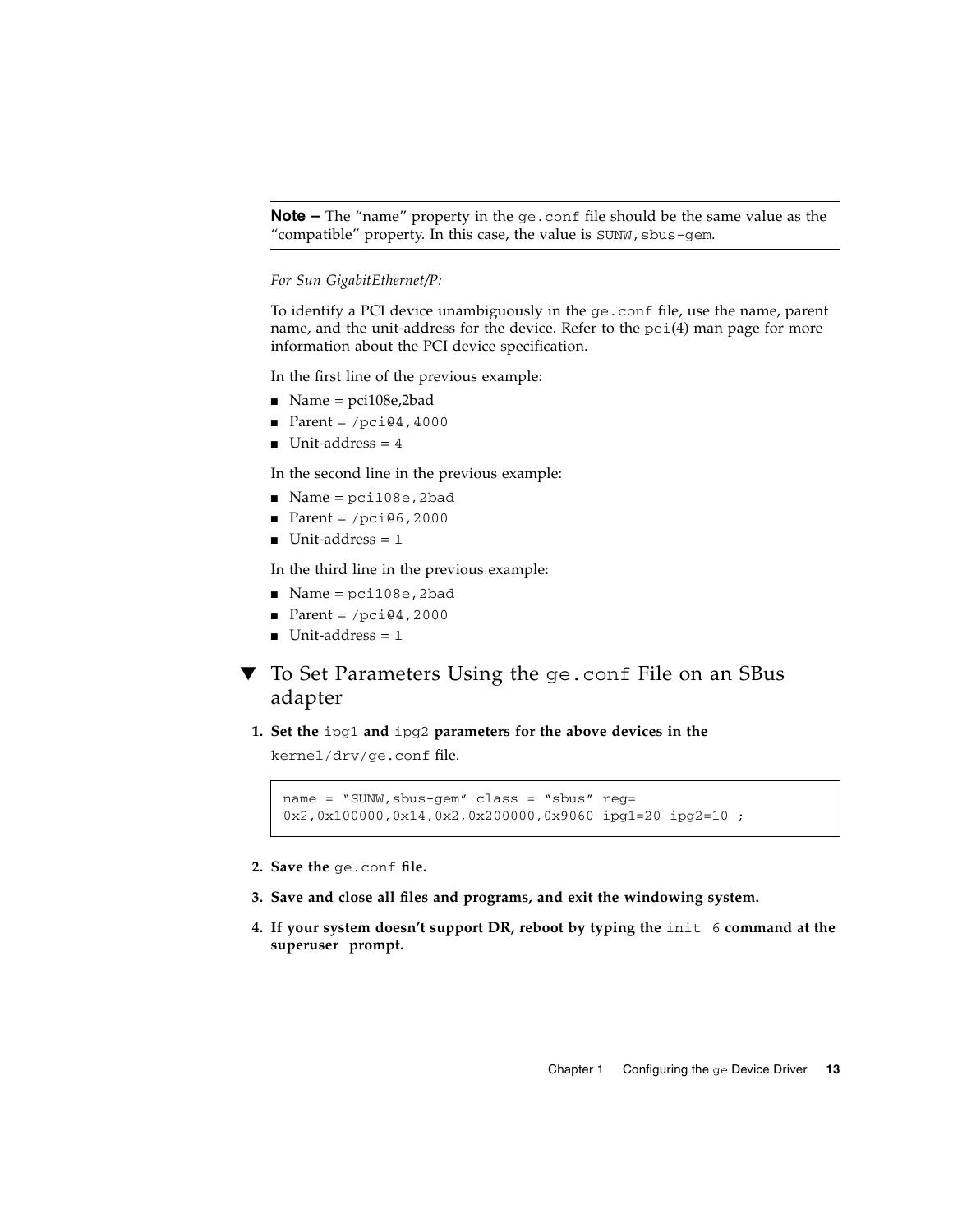**Note –** The "name" property in the `ge.conf` file should be the same value as the "compatible" property. In this case, the value is `SUNW,sbus-gem`.

*For Sun GigabitEthernet/P:*

To identify a PCI device unambiguously in the `ge.conf` file, use the name, parent name, and the unit-address for the device. Refer to the `pci`(4) man page for more information about the PCI device specification.

In the first line of the previous example:

- Name = pci108e,2bad
- Parent = `/pci@4,4000`
- Unit-address = `4`

In the second line in the previous example:

- Name = `pci108e,2bad`
- Parent = `/pci@6,2000`
- Unit-address = `1`

In the third line in the previous example:

- Name = `pci108e,2bad`
- Parent = `/pci@4,2000`
- Unit-address = `1`

## ▼ To Set Parameters Using the `ge.conf` File on an SBus adapter

1. **Set the** `ipg1` **and** `ipg2` **parameters for the above devices in the** `kernel/drv/ge.conf` file.

```
name = "SUNW,sbus-gem" class = "sbus" reg=
0x2,0x100000,0x14,0x2,0x200000,0x9060 ipg1=20 ipg2=10 ;
```

2. **Save the** `ge.conf` **file.**
3. **Save and close all files and programs, and exit the windowing system.**
4. **If your system doesn't support DR, reboot by typing the** `init 6` **command at the superuser prompt.**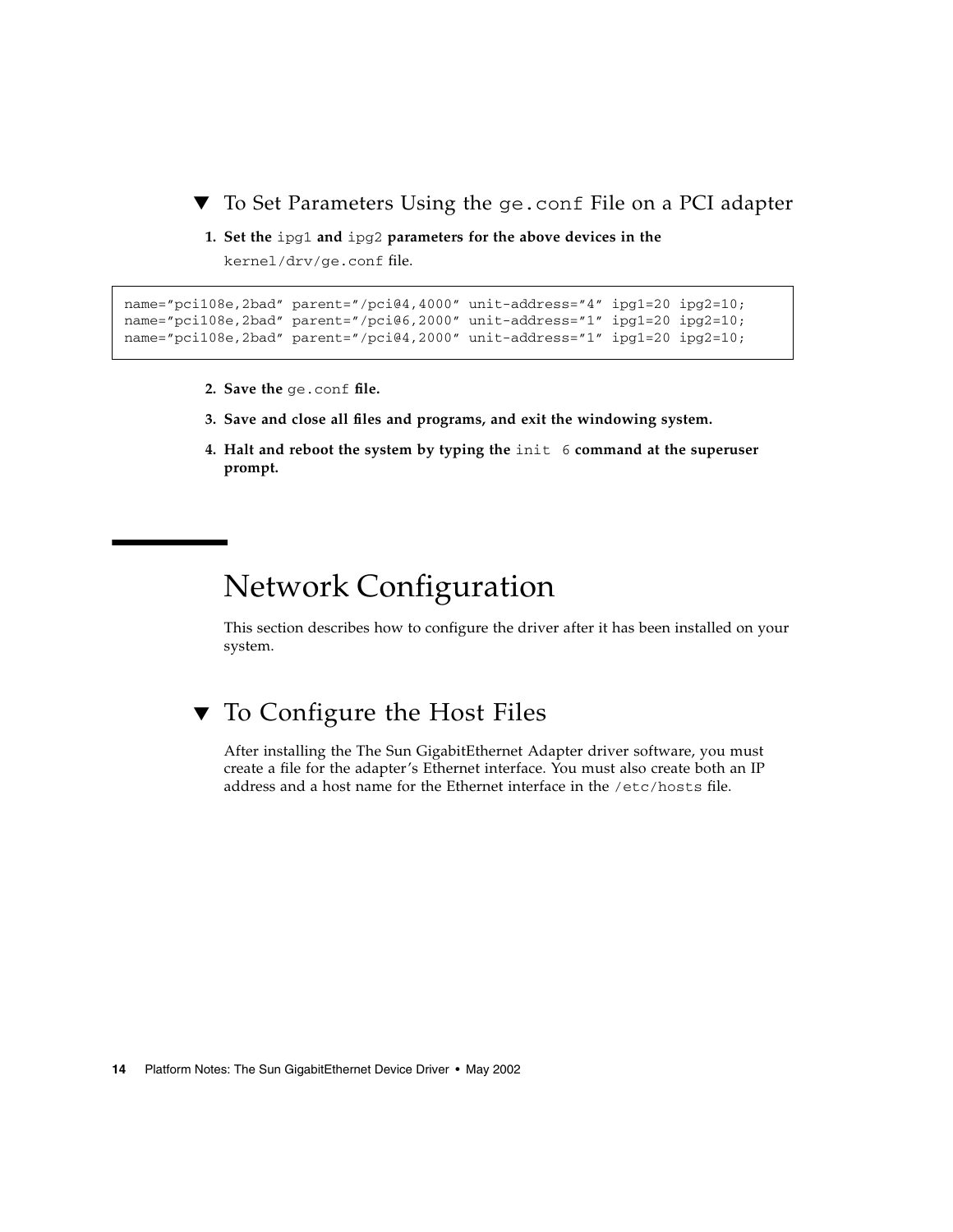### ▼ To Set Parameters Using the `ge.conf` File on a PCI adapter

1. **Set the** `ipg1` **and** `ipg2` **parameters for the above devices in the** `kernel/drv/ge.conf` file.

```
name="pci108e,2bad" parent="/pci@4,4000" unit-address="4" ipg1=20 ipg2=10;
name="pci108e,2bad" parent="/pci@6,2000" unit-address="1" ipg1=20 ipg2=10;
name="pci108e,2bad" parent="/pci@4,2000" unit-address="1" ipg1=20 ipg2=10;
```

2. **Save the** `ge.conf` **file.**
3. **Save and close all files and programs, and exit the windowing system.**
4. **Halt and reboot the system by typing the** `init 6` **command at the superuser prompt.**

# Network Configuration

This section describes how to configure the driver after it has been installed on your system.

## ▼ To Configure the Host Files

After installing the The Sun GigabitEthernet Adapter driver software, you must create a file for the adapter's Ethernet interface. You must also create both an IP address and a host name for the Ethernet interface in the `/etc/hosts` file.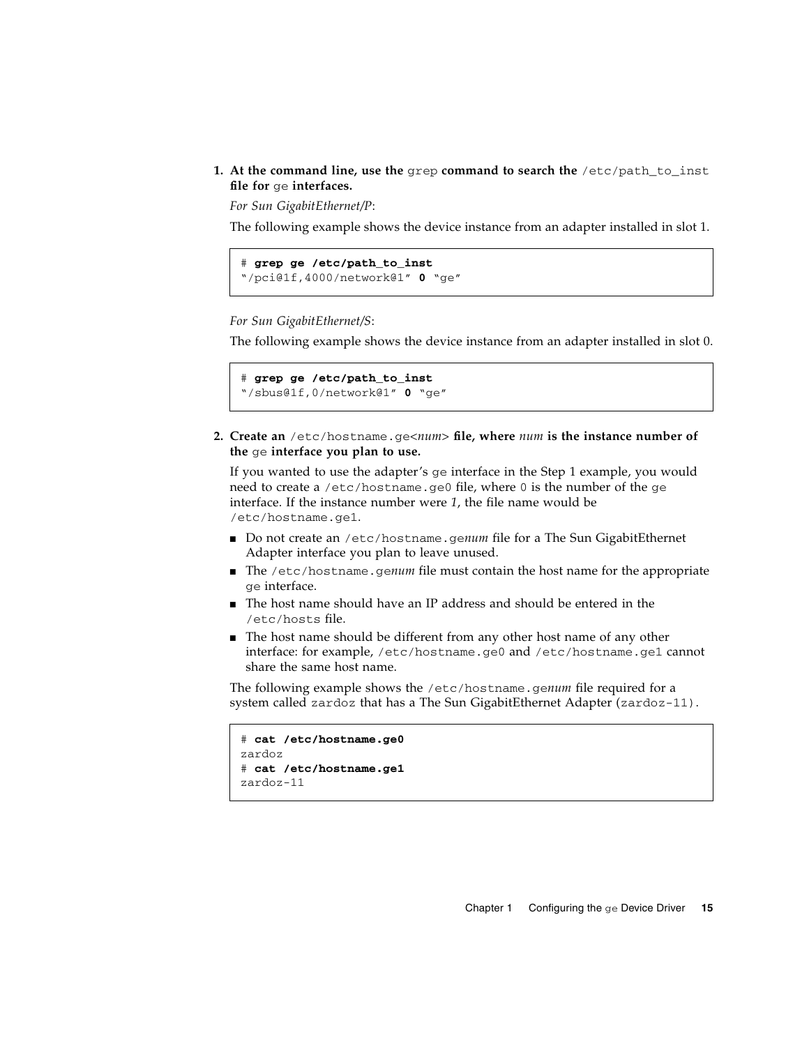1. **At the command line, use the `grep` command to search the `/etc/path_to_inst` file for `ge` interfaces.**

   *For Sun GigabitEthernet/P*:

   The following example shows the device instance from an adapter installed in slot 1.

   ```
   # grep ge /etc/path_to_inst
   "/pci@1f,4000/network@1" 0 "ge"
   ```

   *For Sun GigabitEthernet/S*:

   The following example shows the device instance from an adapter installed in slot 0.

   ```
   # grep ge /etc/path_to_inst
   "/sbus@1f,0/network@1" 0 "ge"
   ```

2. **Create an `/etc/hostname.ge<num>` file, where *num* is the instance number of the `ge` interface you plan to use.**

   If you wanted to use the adapter's `ge` interface in the Step 1 example, you would need to create a `/etc/hostname.ge0` file, where `0` is the number of the `ge` interface. If the instance number were *1*, the file name would be `/etc/hostname.ge1`.

   - Do not create an `/etc/hostname.ge`*num* file for a The Sun GigabitEthernet Adapter interface you plan to leave unused.
   - The `/etc/hostname.ge`*num* file must contain the host name for the appropriate `ge` interface.
   - The host name should have an IP address and should be entered in the `/etc/hosts` file.
   - The host name should be different from any other host name of any other interface: for example, `/etc/hostname.ge0` and `/etc/hostname.ge1` cannot share the same host name.

   The following example shows the `/etc/hostname.ge`*num* file required for a system called `zardoz` that has a The Sun GigabitEthernet Adapter (`zardoz-11`).

   ```
   # cat /etc/hostname.ge0
   zardoz
   # cat /etc/hostname.ge1
   zardoz-11
   ```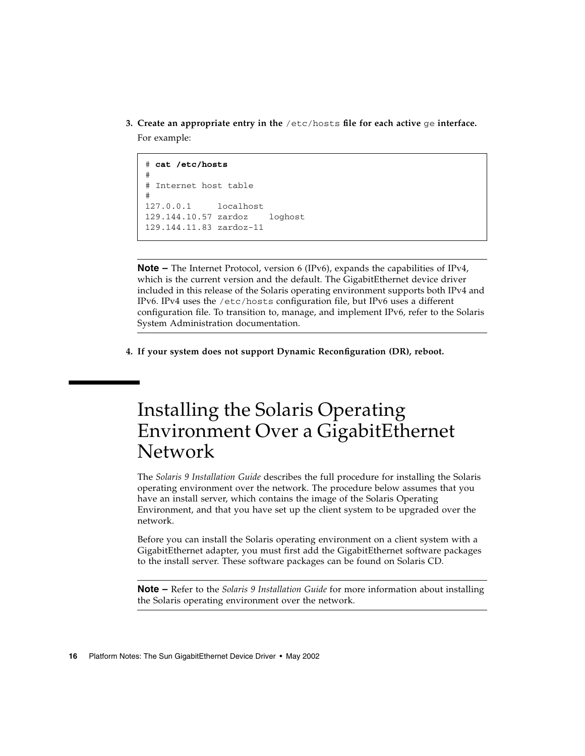3. **Create an appropriate entry in the `/etc/hosts` file for each active `ge` interface.**

   For example:

```
# cat /etc/hosts
#
# Internet host table
#
127.0.0.1      localhost
129.144.10.57 zardoz    loghost
129.144.11.83 zardoz-11
```

---

**Note –** The Internet Protocol, version 6 (IPv6), expands the capabilities of IPv4, which is the current version and the default. The GigabitEthernet device driver included in this release of the Solaris operating environment supports both IPv4 and IPv6. IPv4 uses the `/etc/hosts` configuration file, but IPv6 uses a different configuration file. To transition to, manage, and implement IPv6, refer to the Solaris System Administration documentation.

---

4. **If your system does not support Dynamic Reconfiguration (DR), reboot.**

# Installing the Solaris Operating Environment Over a GigabitEthernet Network

The *Solaris 9 Installation Guide* describes the full procedure for installing the Solaris operating environment over the network. The procedure below assumes that you have an install server, which contains the image of the Solaris Operating Environment, and that you have set up the client system to be upgraded over the network.

Before you can install the Solaris operating environment on a client system with a GigabitEthernet adapter, you must first add the GigabitEthernet software packages to the install server. These software packages can be found on Solaris CD.

---

**Note –** Refer to the *Solaris 9 Installation Guide* for more information about installing the Solaris operating environment over the network.

---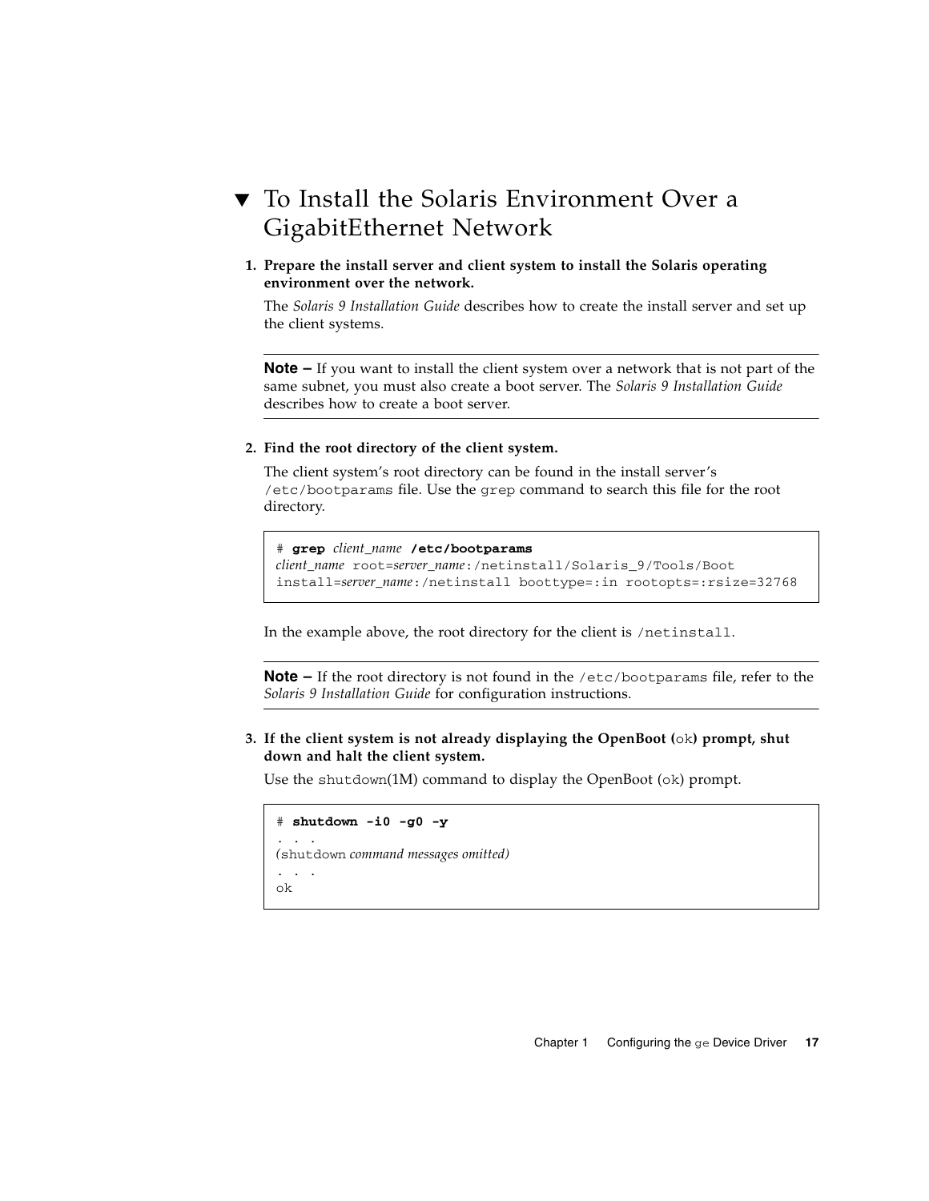## ▼ To Install the Solaris Environment Over a GigabitEthernet Network

1. **Prepare the install server and client system to install the Solaris operating environment over the network.**

   The *Solaris 9 Installation Guide* describes how to create the install server and set up the client systems.

   ---

   **Note –** If you want to install the client system over a network that is not part of the same subnet, you must also create a boot server. The *Solaris 9 Installation Guide* describes how to create a boot server.

   ---

2. **Find the root directory of the client system.**

   The client system's root directory can be found in the install server's `/etc/bootparams` file. Use the `grep` command to search this file for the root directory.

   ```
   # grep client_name /etc/bootparams
   client_name root=server_name:/netinstall/Solaris_9/Tools/Boot
   install=server_name:/netinstall boottype=:in rootopts=:rsize=32768
   ```

   In the example above, the root directory for the client is `/netinstall`.

   ---

   **Note –** If the root directory is not found in the `/etc/bootparams` file, refer to the *Solaris 9 Installation Guide* for configuration instructions.

   ---

3. **If the client system is not already displaying the OpenBoot (`ok`) prompt, shut down and halt the client system.**

   Use the `shutdown`(1M) command to display the OpenBoot (`ok`) prompt.

   ```
   # shutdown -i0 -g0 -y
   . . .
   (shutdown command messages omitted)
   . . .
   ok
   ```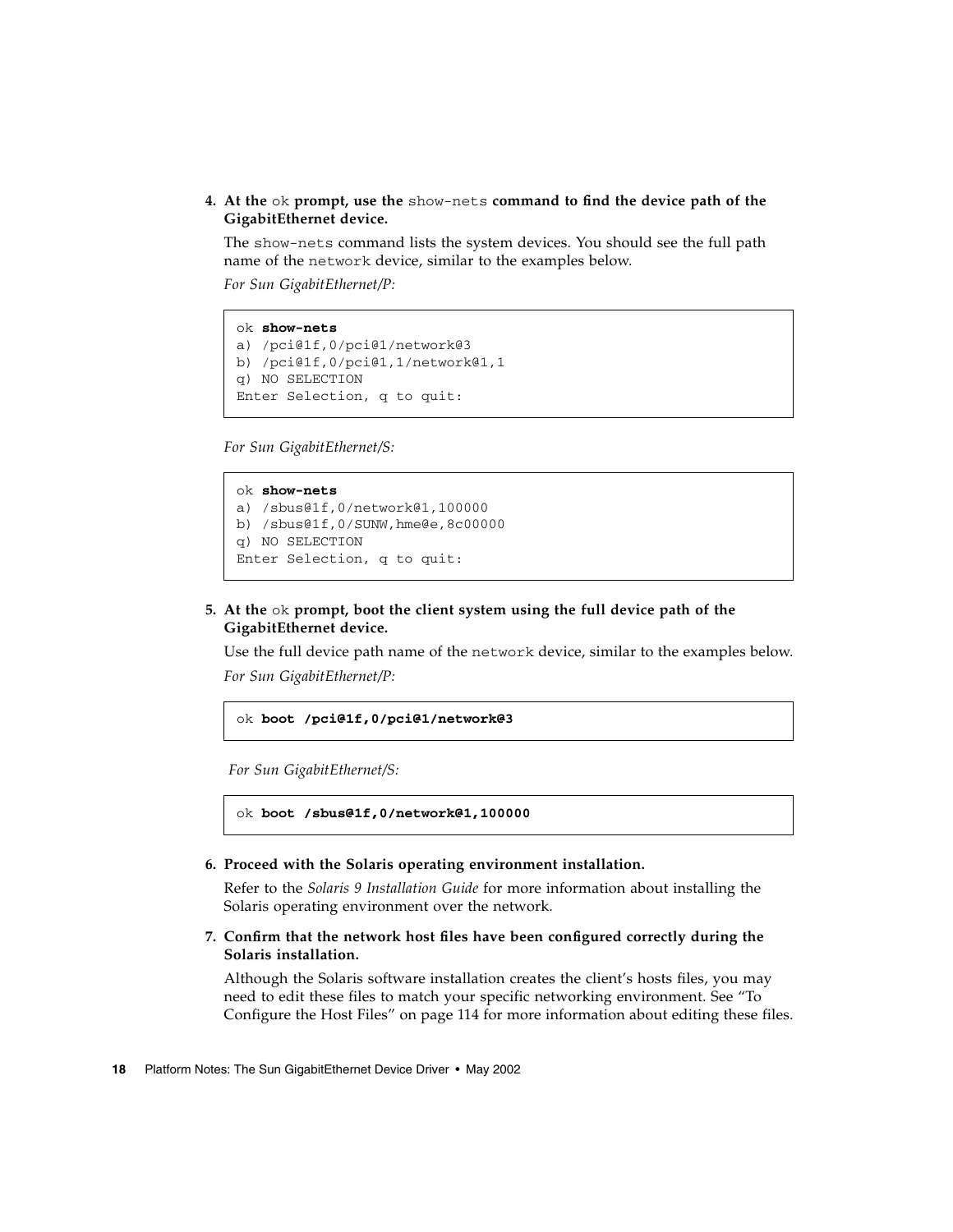4. **At the** `ok` **prompt, use the** `show-nets` **command to find the device path of the GigabitEthernet device.**

   The `show-nets` command lists the system devices. You should see the full path name of the `network` device, similar to the examples below.

   *For Sun GigabitEthernet/P:*

   ```
   ok show-nets
   a) /pci@1f,0/pci@1/network@3
   b) /pci@1f,0/pci@1,1/network@1,1
   q) NO SELECTION
   Enter Selection, q to quit:
   ```

   *For Sun GigabitEthernet/S:*

   ```
   ok show-nets
   a) /sbus@1f,0/network@1,100000
   b) /sbus@1f,0/SUNW,hme@e,8c00000
   q) NO SELECTION
   Enter Selection, q to quit:
   ```

5. **At the** `ok` **prompt, boot the client system using the full device path of the GigabitEthernet device.**

   Use the full device path name of the `network` device, similar to the examples below.

   *For Sun GigabitEthernet/P:*

   ```
   ok boot /pci@1f,0/pci@1/network@3
   ```

   *For Sun GigabitEthernet/S:*

   ```
   ok boot /sbus@1f,0/network@1,100000
   ```

6. **Proceed with the Solaris operating environment installation.**

   Refer to the *Solaris 9 Installation Guide* for more information about installing the Solaris operating environment over the network.

7. **Confirm that the network host files have been configured correctly during the Solaris installation.**

   Although the Solaris software installation creates the client's hosts files, you may need to edit these files to match your specific networking environment. See "To Configure the Host Files" on page 114 for more information about editing these files.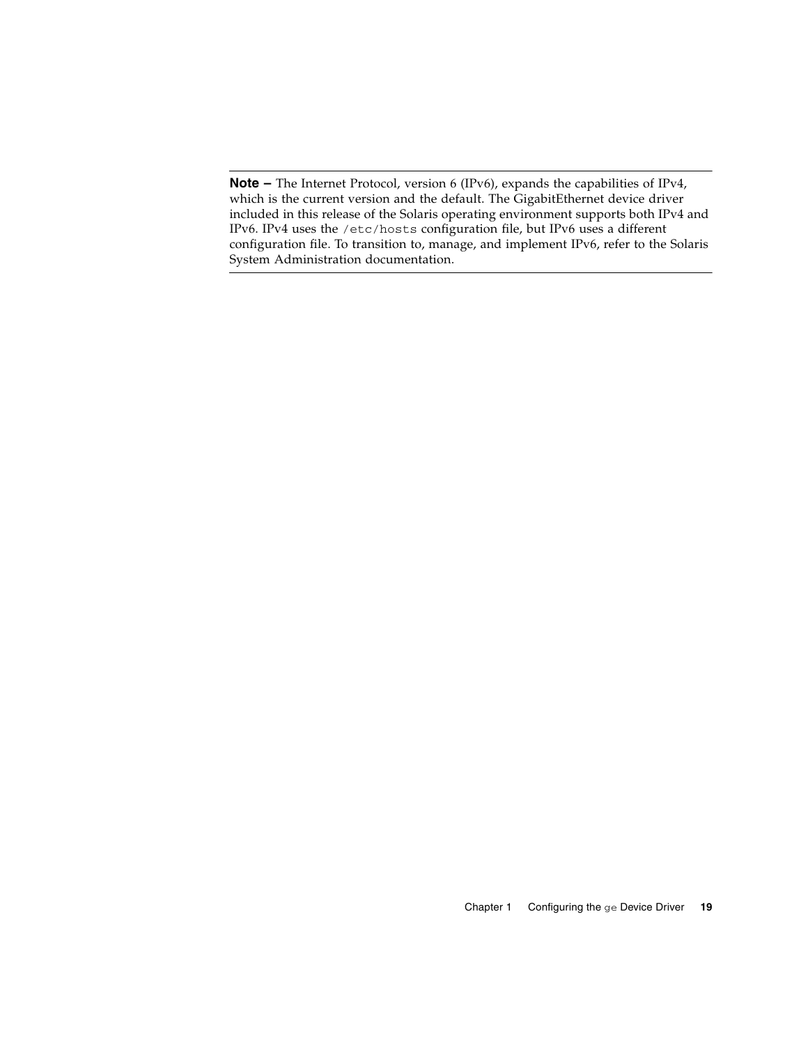**Note –** The Internet Protocol, version 6 (IPv6), expands the capabilities of IPv4, which is the current version and the default. The GigabitEthernet device driver included in this release of the Solaris operating environment supports both IPv4 and IPv6. IPv4 uses the `/etc/hosts` configuration file, but IPv6 uses a different configuration file. To transition to, manage, and implement IPv6, refer to the Solaris System Administration documentation.